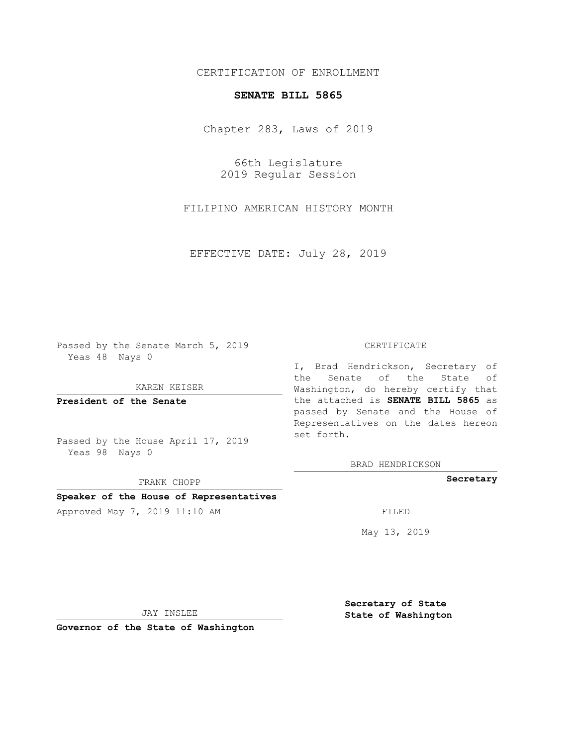CERTIFICATION OF ENROLLMENT

**SENATE BILL 5865**

Chapter 283, Laws of 2019

66th Legislature
2019 Regular Session

FILIPINO AMERICAN HISTORY MONTH

EFFECTIVE DATE: July 28, 2019

Passed by the Senate March 5, 2019
Yeas 48 Nays 0

KAREN KEISER

**President of the Senate**

Passed by the House April 17, 2019
Yeas 98 Nays 0

FRANK CHOPP

**Speaker of the House of Representatives**

Approved May 7, 2019 11:10 AM

JAY INSLEE

**Governor of the State of Washington**

CERTIFICATE

I, Brad Hendrickson, Secretary of the Senate of the State of Washington, do hereby certify that the attached is **SENATE BILL 5865** as passed by Senate and the House of Representatives on the dates hereon set forth.

BRAD HENDRICKSON

**Secretary**

FILED

May 13, 2019

**Secretary of State**
**State of Washington**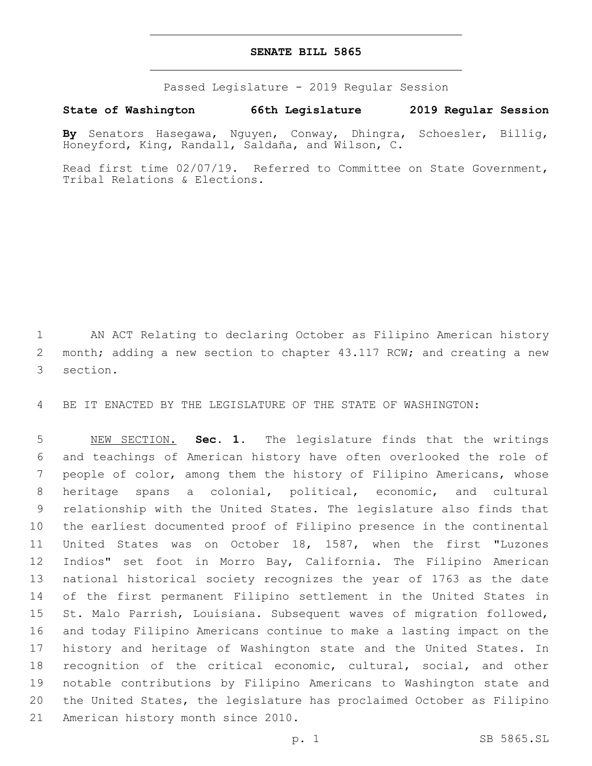# SENATE BILL 5865

Passed Legislature - 2019 Regular Session

**State of Washington 66th Legislature 2019 Regular Session**

**By** Senators Hasegawa, Nguyen, Conway, Dhingra, Schoesler, Billig, Honeyford, King, Randall, Saldaña, and Wilson, C.

Read first time 02/07/19. Referred to Committee on State Government, Tribal Relations & Elections.

1 AN ACT Relating to declaring October as Filipino American history
2 month; adding a new section to chapter 43.117 RCW; and creating a new
3 section.

4 BE IT ENACTED BY THE LEGISLATURE OF THE STATE OF WASHINGTON:

5 NEW SECTION. **Sec. 1.** The legislature finds that the writings
6 and teachings of American history have often overlooked the role of
7 people of color, among them the history of Filipino Americans, whose
8 heritage spans a colonial, political, economic, and cultural
9 relationship with the United States. The legislature also finds that
10 the earliest documented proof of Filipino presence in the continental
11 United States was on October 18, 1587, when the first "Luzones
12 Indios" set foot in Morro Bay, California. The Filipino American
13 national historical society recognizes the year of 1763 as the date
14 of the first permanent Filipino settlement in the United States in
15 St. Malo Parrish, Louisiana. Subsequent waves of migration followed,
16 and today Filipino Americans continue to make a lasting impact on the
17 history and heritage of Washington state and the United States. In
18 recognition of the critical economic, cultural, social, and other
19 notable contributions by Filipino Americans to Washington state and
20 the United States, the legislature has proclaimed October as Filipino
21 American history month since 2010.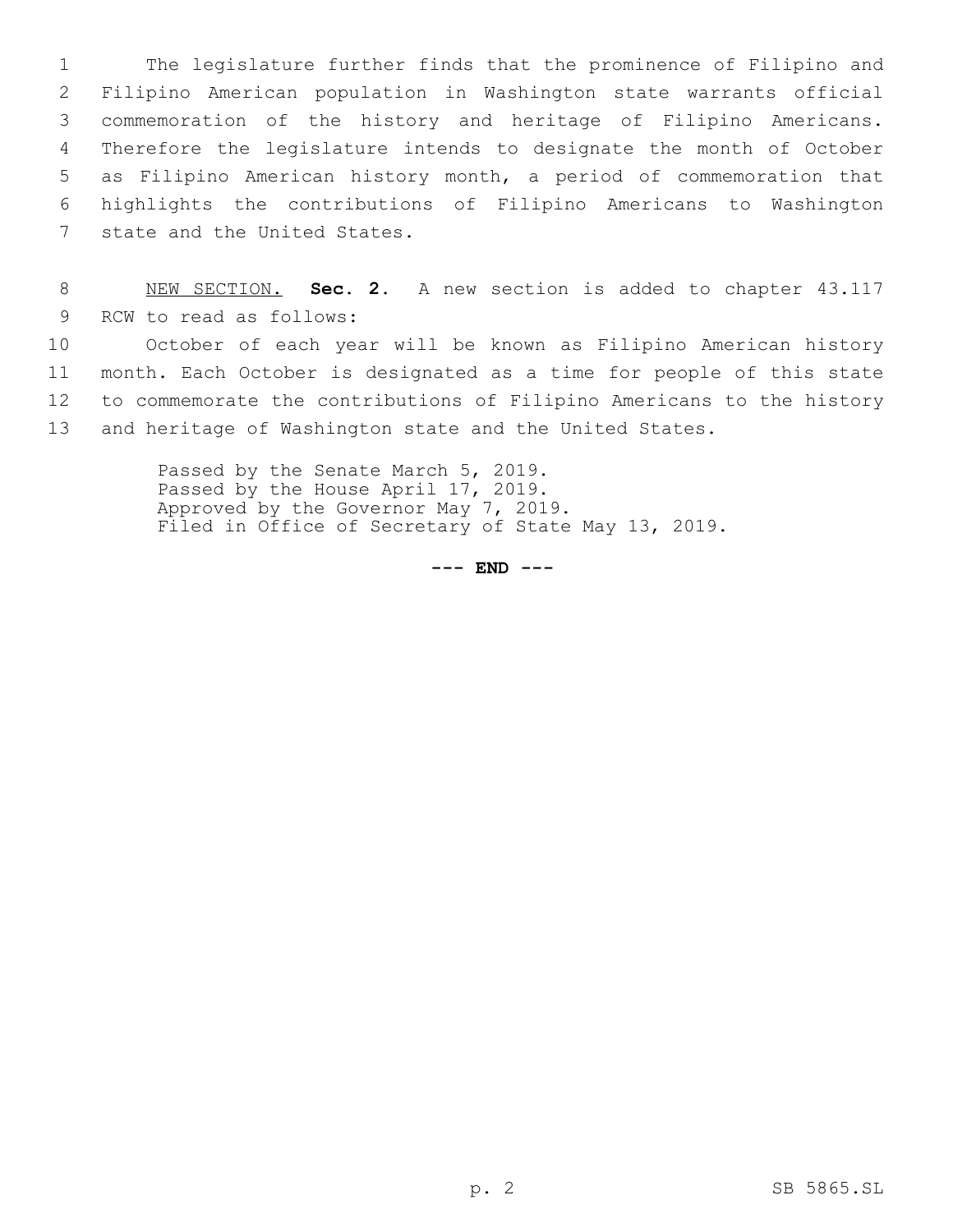The legislature further finds that the prominence of Filipino and Filipino American population in Washington state warrants official commemoration of the history and heritage of Filipino Americans. Therefore the legislature intends to designate the month of October as Filipino American history month, a period of commemoration that highlights the contributions of Filipino Americans to Washington state and the United States.

NEW SECTION. **Sec. 2.** A new section is added to chapter 43.117 RCW to read as follows:

October of each year will be known as Filipino American history month. Each October is designated as a time for people of this state to commemorate the contributions of Filipino Americans to the history and heritage of Washington state and the United States.

Passed by the Senate March 5, 2019.
Passed by the House April 17, 2019.
Approved by the Governor May 7, 2019.
Filed in Office of Secretary of State May 13, 2019.

**--- END ---**